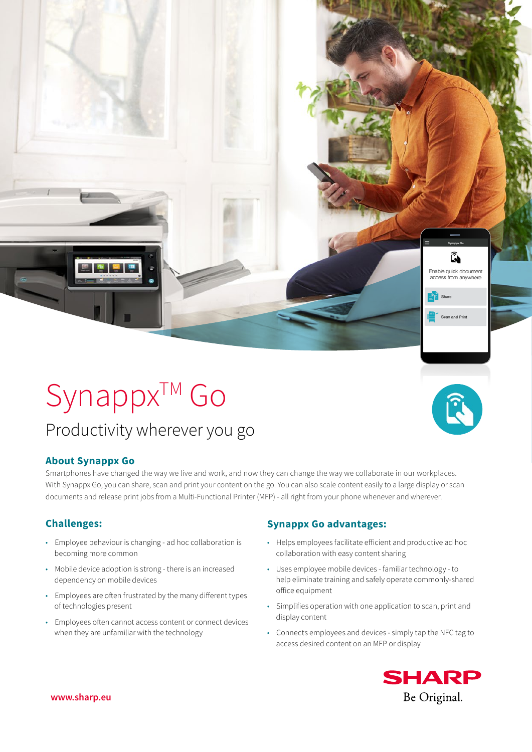# Synappx™ Go

## Productivity wherever you go

### About Synappx Go

Smartphones have changed the way we live and work, and now they can change the way we collaborate in our workplaces. With Synappx Go, you can share, scan and print your content on the go. You can also scale content easily to a large display or scan documents and release print jobs from a Multi-Functional Printer (MFP) - all right from your phone whenever and wherever.

### Challenges:

- Employee behaviour is changing - ad hoc collaboration is becoming more common
- Mobile device adoption is strong - there is an increased dependency on mobile devices
- Employees are often frustrated by the many different types of technologies present
- Employees often cannot access content or connect devices when they are unfamiliar with the technology

### Synappx Go advantages:

- Helps employees facilitate efficient and productive ad hoc collaboration with easy content sharing
- Uses employee mobile devices - familiar technology - to help eliminate training and safely operate commonly-shared office equipment
- Simplifies operation with one application to scan, print and display content
- Connects employees and devices - simply tap the NFC tag to access desired content on an MFP or display

www.sharp.eu

SHARP
Be Original.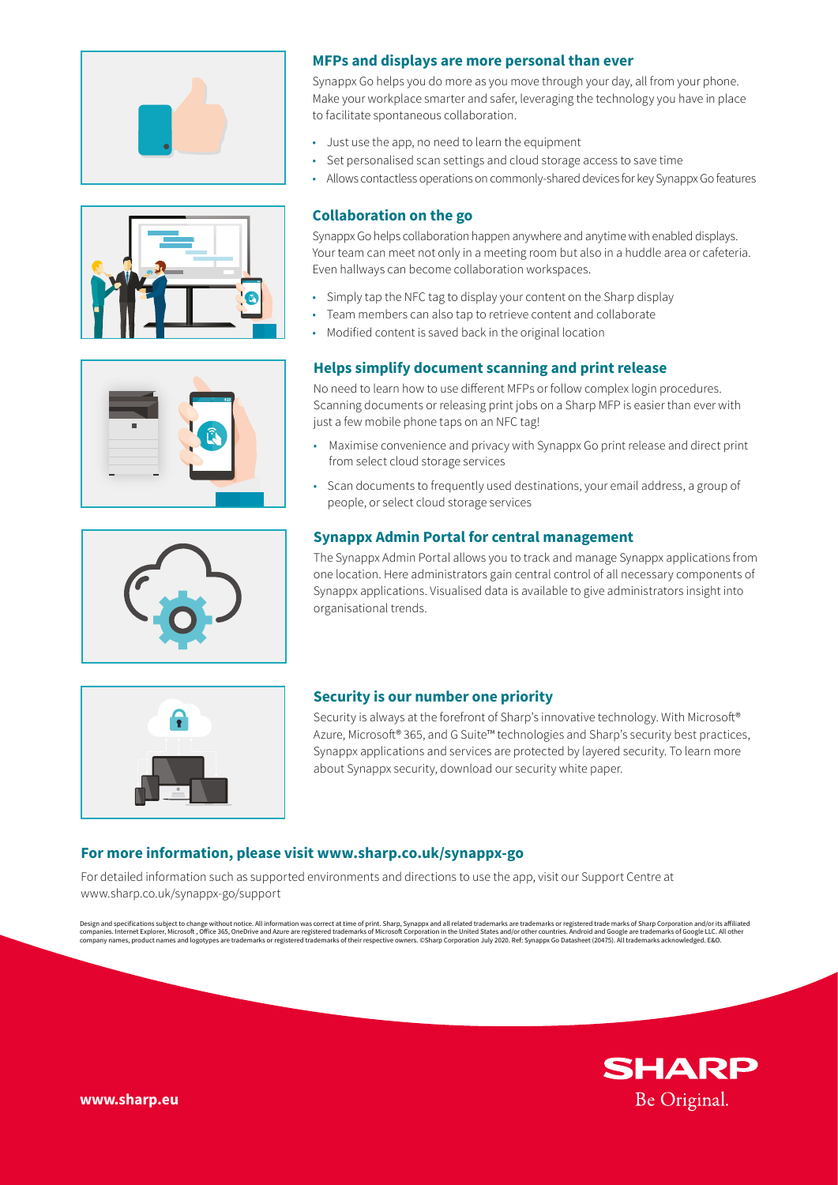## MFPs and displays are more personal than ever

Synappx Go helps you do more as you move through your day, all from your phone. Make your workplace smarter and safer, leveraging the technology you have in place to facilitate spontaneous collaboration.

- Just use the app, no need to learn the equipment
- Set personalised scan settings and cloud storage access to save time
- Allows contactless operations on commonly-shared devices for key Synappx Go features

## Collaboration on the go

Synappx Go helps collaboration happen anywhere and anytime with enabled displays. Your team can meet not only in a meeting room but also in a huddle area or cafeteria. Even hallways can become collaboration workspaces.

- Simply tap the NFC tag to display your content on the Sharp display
- Team members can also tap to retrieve content and collaborate
- Modified content is saved back in the original location

## Helps simplify document scanning and print release

No need to learn how to use different MFPs or follow complex login procedures. Scanning documents or releasing print jobs on a Sharp MFP is easier than ever with just a few mobile phone taps on an NFC tag!

- Maximise convenience and privacy with Synappx Go print release and direct print from select cloud storage services
- Scan documents to frequently used destinations, your email address, a group of people, or select cloud storage services

## Synappx Admin Portal for central management

The Synappx Admin Portal allows you to track and manage Synappx applications from one location. Here administrators gain central control of all necessary components of Synappx applications. Visualised data is available to give administrators insight into organisational trends.

## Security is our number one priority

Security is always at the forefront of Sharp's innovative technology. With Microsoft® Azure, Microsoft® 365, and G Suite™ technologies and Sharp's security best practices, Synappx applications and services are protected by layered security. To learn more about Synappx security, download our security white paper.

## For more information, please visit www.sharp.co.uk/synappx-go

For detailed information such as supported environments and directions to use the app, visit our Support Centre at www.sharp.co.uk/synappx-go/support

Design and specifications subject to change without notice. All information was correct at time of print. Sharp, Synappx and all related trademarks are trademarks or registered trade marks of Sharp Corporation and/or its affiliated companies. Internet Explorer, Microsoft , Office 365, OneDrive and Azure are registered trademarks of Microsoft Corporation in the United States and/or other countries. Android and Google are trademarks of Google LLC. All other company names, product names and logotypes are trademarks or registered trademarks of their respective owners. ©Sharp Corporation July 2020. Ref: Synappx Go Datasheet (20475). All trademarks acknowledged. E&O.

**www.sharp.eu**

SHARP
Be Original.